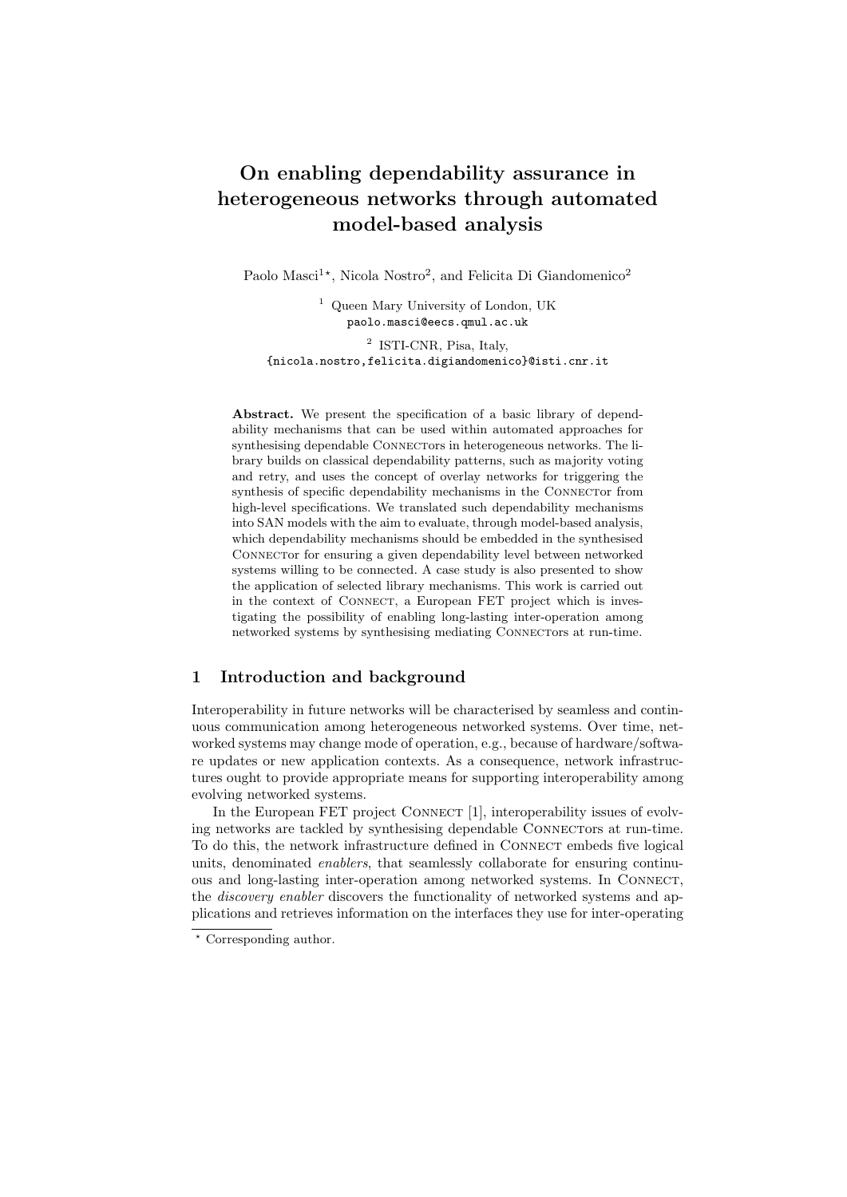# On enabling dependability assurance in heterogeneous networks through automated model-based analysis

Paolo Masci[1⋆], Nicola Nostro[2], and Felicita Di Giandomenico[2]

[1] Queen Mary University of London, UK
paolo.masci@eecs.qmul.ac.uk

[2] ISTI-CNR, Pisa, Italy,
{nicola.nostro,felicita.digiandomenico}@isti.cnr.it

**Abstract.** We present the specification of a basic library of dependability mechanisms that can be used within automated approaches for synthesising dependable Connectors in heterogeneous networks. The library builds on classical dependability patterns, such as majority voting and retry, and uses the concept of overlay networks for triggering the synthesis of specific dependability mechanisms in the Connector from high-level specifications. We translated such dependability mechanisms into SAN models with the aim to evaluate, through model-based analysis, which dependability mechanisms should be embedded in the synthesised Connector for ensuring a given dependability level between networked systems willing to be connected. A case study is also presented to show the application of selected library mechanisms. This work is carried out in the context of Connect, a European FET project which is investigating the possibility of enabling long-lasting inter-operation among networked systems by synthesising mediating Connectors at run-time.

## 1 Introduction and background

Interoperability in future networks will be characterised by seamless and continuous communication among heterogeneous networked systems. Over time, networked systems may change mode of operation, e.g., because of hardware/software updates or new application contexts. As a consequence, network infrastructures ought to provide appropriate means for supporting interoperability among evolving networked systems.

In the European FET project Connect [1], interoperability issues of evolving networks are tackled by synthesising dependable Connectors at run-time. To do this, the network infrastructure defined in Connect embeds five logical units, denominated *enablers*, that seamlessly collaborate for ensuring continuous and long-lasting inter-operation among networked systems. In Connect, the *discovery enabler* discovers the functionality of networked systems and applications and retrieves information on the interfaces they use for inter-operating

⋆ Corresponding author.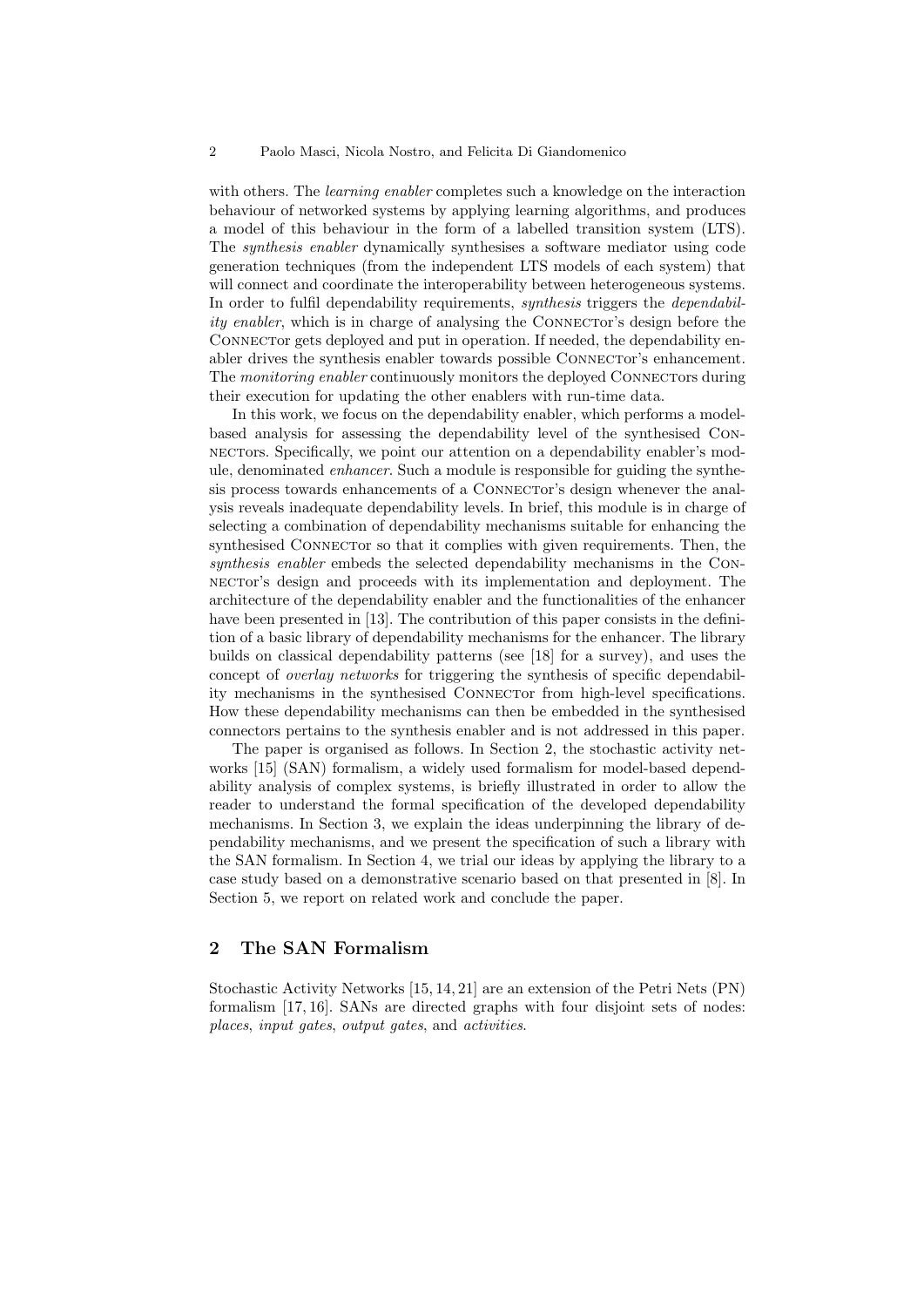with others. The *learning enabler* completes such a knowledge on the interaction behaviour of networked systems by applying learning algorithms, and produces a model of this behaviour in the form of a labelled transition system (LTS). The *synthesis enabler* dynamically synthesises a software mediator using code generation techniques (from the independent LTS models of each system) that will connect and coordinate the interoperability between heterogeneous systems. In order to fulfil dependability requirements, *synthesis* triggers the *dependability enabler*, which is in charge of analysing the Connector's design before the Connector gets deployed and put in operation. If needed, the dependability enabler drives the synthesis enabler towards possible Connector's enhancement. The *monitoring enabler* continuously monitors the deployed Connectors during their execution for updating the other enablers with run-time data.

In this work, we focus on the dependability enabler, which performs a model-based analysis for assessing the dependability level of the synthesised Connectors. Specifically, we point our attention on a dependability enabler's module, denominated *enhancer*. Such a module is responsible for guiding the synthesis process towards enhancements of a Connector's design whenever the analysis reveals inadequate dependability levels. In brief, this module is in charge of selecting a combination of dependability mechanisms suitable for enhancing the synthesised Connector so that it complies with given requirements. Then, the *synthesis enabler* embeds the selected dependability mechanisms in the Connector's design and proceeds with its implementation and deployment. The architecture of the dependability enabler and the functionalities of the enhancer have been presented in [13]. The contribution of this paper consists in the definition of a basic library of dependability mechanisms for the enhancer. The library builds on classical dependability patterns (see [18] for a survey), and uses the concept of *overlay networks* for triggering the synthesis of specific dependability mechanisms in the synthesised Connector from high-level specifications. How these dependability mechanisms can then be embedded in the synthesised connectors pertains to the synthesis enabler and is not addressed in this paper.

The paper is organised as follows. In Section 2, the stochastic activity networks [15] (SAN) formalism, a widely used formalism for model-based dependability analysis of complex systems, is briefly illustrated in order to allow the reader to understand the formal specification of the developed dependability mechanisms. In Section 3, we explain the ideas underpinning the library of dependability mechanisms, and we present the specification of such a library with the SAN formalism. In Section 4, we trial our ideas by applying the library to a case study based on a demonstrative scenario based on that presented in [8]. In Section 5, we report on related work and conclude the paper.

## 2 The SAN Formalism

Stochastic Activity Networks [15, 14, 21] are an extension of the Petri Nets (PN) formalism [17, 16]. SANs are directed graphs with four disjoint sets of nodes: *places*, *input gates*, *output gates*, and *activities*.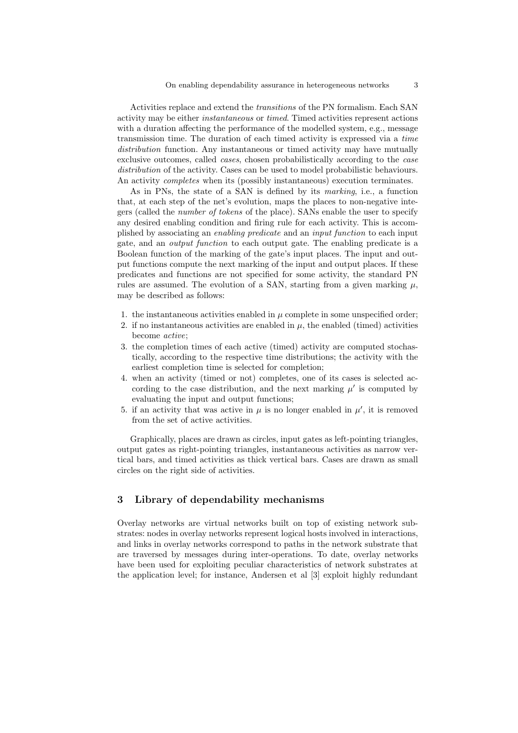Activities replace and extend the *transitions* of the PN formalism. Each SAN activity may be either *instantaneous* or *timed*. Timed activities represent actions with a duration affecting the performance of the modelled system, e.g., message transmission time. The duration of each timed activity is expressed via a *time distribution* function. Any instantaneous or timed activity may have mutually exclusive outcomes, called *cases*, chosen probabilistically according to the *case distribution* of the activity. Cases can be used to model probabilistic behaviours. An activity *completes* when its (possibly instantaneous) execution terminates.

As in PNs, the state of a SAN is defined by its *marking*, i.e., a function that, at each step of the net's evolution, maps the places to non-negative integers (called the *number of tokens* of the place). SANs enable the user to specify any desired enabling condition and firing rule for each activity. This is accomplished by associating an *enabling predicate* and an *input function* to each input gate, and an *output function* to each output gate. The enabling predicate is a Boolean function of the marking of the gate's input places. The input and output functions compute the next marking of the input and output places. If these predicates and functions are not specified for some activity, the standard PN rules are assumed. The evolution of a SAN, starting from a given marking $\mu$, may be described as follows:

1. the instantaneous activities enabled in $\mu$ complete in some unspecified order;
2. if no instantaneous activities are enabled in $\mu$, the enabled (timed) activities become *active*;
3. the completion times of each active (timed) activity are computed stochastically, according to the respective time distributions; the activity with the earliest completion time is selected for completion;
4. when an activity (timed or not) completes, one of its cases is selected according to the case distribution, and the next marking $\mu'$ is computed by evaluating the input and output functions;
5. if an activity that was active in $\mu$ is no longer enabled in $\mu'$, it is removed from the set of active activities.

Graphically, places are drawn as circles, input gates as left-pointing triangles, output gates as right-pointing triangles, instantaneous activities as narrow vertical bars, and timed activities as thick vertical bars. Cases are drawn as small circles on the right side of activities.

## 3 Library of dependability mechanisms

Overlay networks are virtual networks built on top of existing network substrates: nodes in overlay networks represent logical hosts involved in interactions, and links in overlay networks correspond to paths in the network substrate that are traversed by messages during inter-operations. To date, overlay networks have been used for exploiting peculiar characteristics of network substrates at the application level; for instance, Andersen et al [3] exploit highly redundant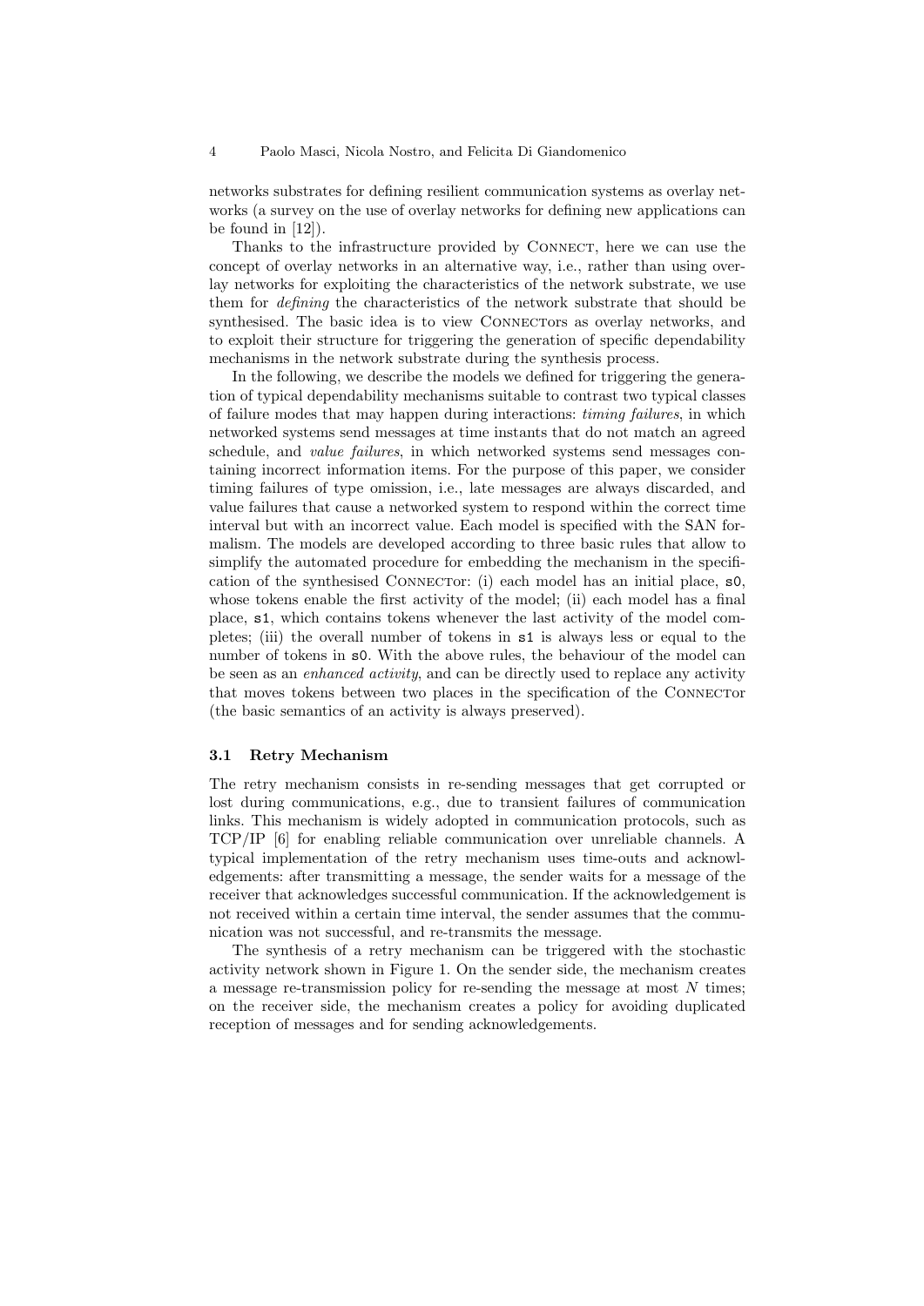networks substrates for defining resilient communication systems as overlay networks (a survey on the use of overlay networks for defining new applications can be found in [12]).

Thanks to the infrastructure provided by CONNECT, here we can use the concept of overlay networks in an alternative way, i.e., rather than using overlay networks for exploiting the characteristics of the network substrate, we use them for *defining* the characteristics of the network substrate that should be synthesised. The basic idea is to view CONNECTors as overlay networks, and to exploit their structure for triggering the generation of specific dependability mechanisms in the network substrate during the synthesis process.

In the following, we describe the models we defined for triggering the generation of typical dependability mechanisms suitable to contrast two typical classes of failure modes that may happen during interactions: *timing failures*, in which networked systems send messages at time instants that do not match an agreed schedule, and *value failures*, in which networked systems send messages containing incorrect information items. For the purpose of this paper, we consider timing failures of type omission, i.e., late messages are always discarded, and value failures that cause a networked system to respond within the correct time interval but with an incorrect value. Each model is specified with the SAN formalism. The models are developed according to three basic rules that allow to simplify the automated procedure for embedding the mechanism in the specification of the synthesised CONNECTor: (i) each model has an initial place, `s0`, whose tokens enable the first activity of the model; (ii) each model has a final place, `s1`, which contains tokens whenever the last activity of the model completes; (iii) the overall number of tokens in `s1` is always less or equal to the number of tokens in `s0`. With the above rules, the behaviour of the model can be seen as an *enhanced activity*, and can be directly used to replace any activity that moves tokens between two places in the specification of the CONNECTor (the basic semantics of an activity is always preserved).

### 3.1 Retry Mechanism

The retry mechanism consists in re-sending messages that get corrupted or lost during communications, e.g., due to transient failures of communication links. This mechanism is widely adopted in communication protocols, such as TCP/IP [6] for enabling reliable communication over unreliable channels. A typical implementation of the retry mechanism uses time-outs and acknowledgements: after transmitting a message, the sender waits for a message of the receiver that acknowledges successful communication. If the acknowledgement is not received within a certain time interval, the sender assumes that the communication was not successful, and re-transmits the message.

The synthesis of a retry mechanism can be triggered with the stochastic activity network shown in Figure 1. On the sender side, the mechanism creates a message re-transmission policy for re-sending the message at most $N$ times; on the receiver side, the mechanism creates a policy for avoiding duplicated reception of messages and for sending acknowledgements.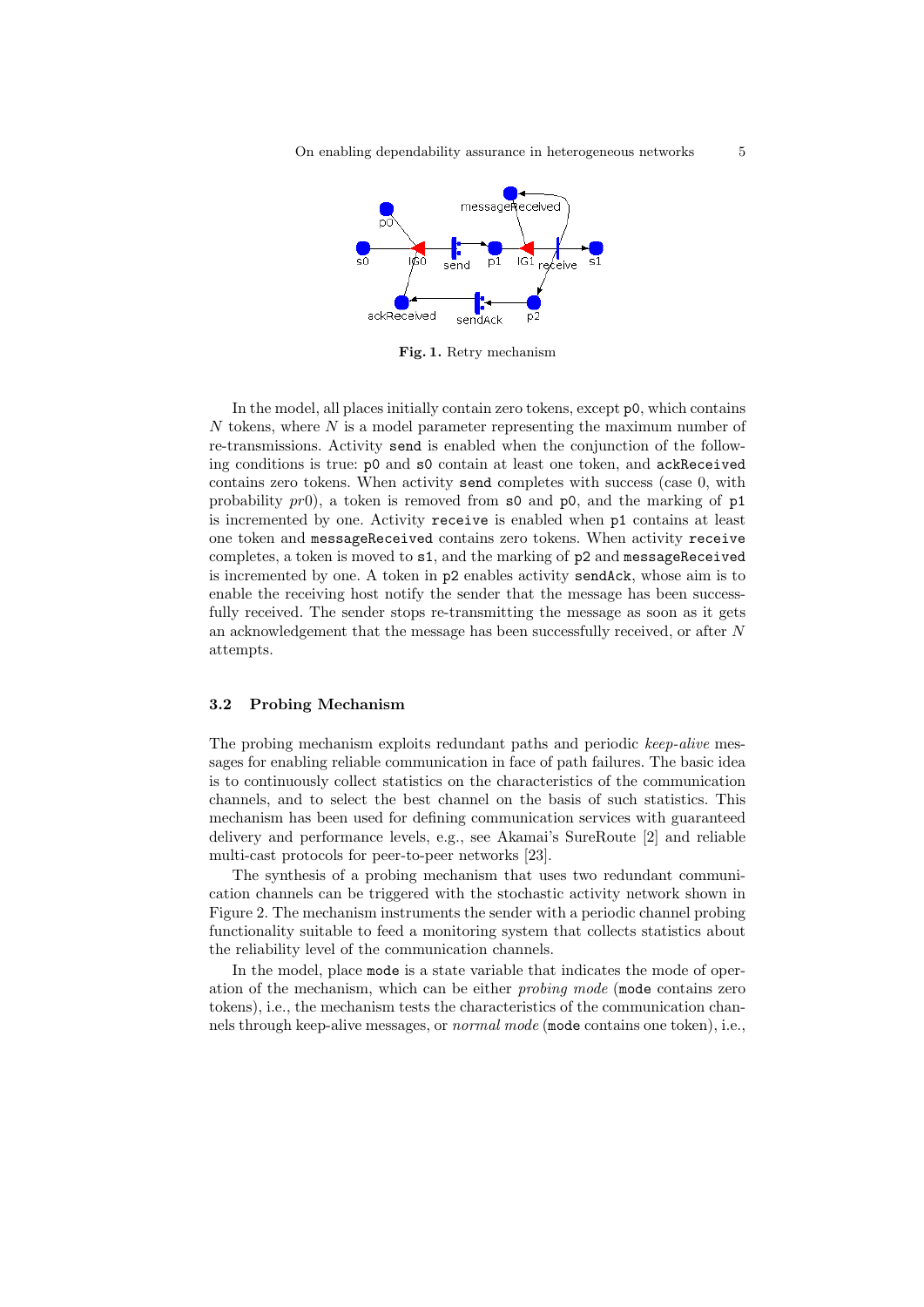messageReceived

p0

s0

IG0

send

p1

IG1

receive

s1

ackReceived

sendAck

p2

**Fig. 1.** Retry mechanism

In the model, all places initially contain zero tokens, except `p0`, which contains $N$ tokens, where $N$ is a model parameter representing the maximum number of re-transmissions. Activity `send` is enabled when the conjunction of the following conditions is true: `p0` and `s0` contain at least one token, and `ackReceived` contains zero tokens. When activity `send` completes with success (case 0, with probability $pr0$), a token is removed from `s0` and `p0`, and the marking of `p1` is incremented by one. Activity `receive` is enabled when `p1` contains at least one token and `messageReceived` contains zero tokens. When activity `receive` completes, a token is moved to `s1`, and the marking of `p2` and `messageReceived` is incremented by one. A token in `p2` enables activity `sendAck`, whose aim is to enable the receiving host notify the sender that the message has been successfully received. The sender stops re-transmitting the message as soon as it gets an acknowledgement that the message has been successfully received, or after $N$ attempts.

### 3.2 Probing Mechanism

The probing mechanism exploits redundant paths and periodic *keep-alive* messages for enabling reliable communication in face of path failures. The basic idea is to continuously collect statistics on the characteristics of the communication channels, and to select the best channel on the basis of such statistics. This mechanism has been used for defining communication services with guaranteed delivery and performance levels, e.g., see Akamai's SureRoute [2] and reliable multi-cast protocols for peer-to-peer networks [23].

The synthesis of a probing mechanism that uses two redundant communication channels can be triggered with the stochastic activity network shown in Figure 2. The mechanism instruments the sender with a periodic channel probing functionality suitable to feed a monitoring system that collects statistics about the reliability level of the communication channels.

In the model, place `mode` is a state variable that indicates the mode of operation of the mechanism, which can be either *probing mode* (`mode` contains zero tokens), i.e., the mechanism tests the characteristics of the communication channels through keep-alive messages, or *normal mode* (`mode` contains one token), i.e.,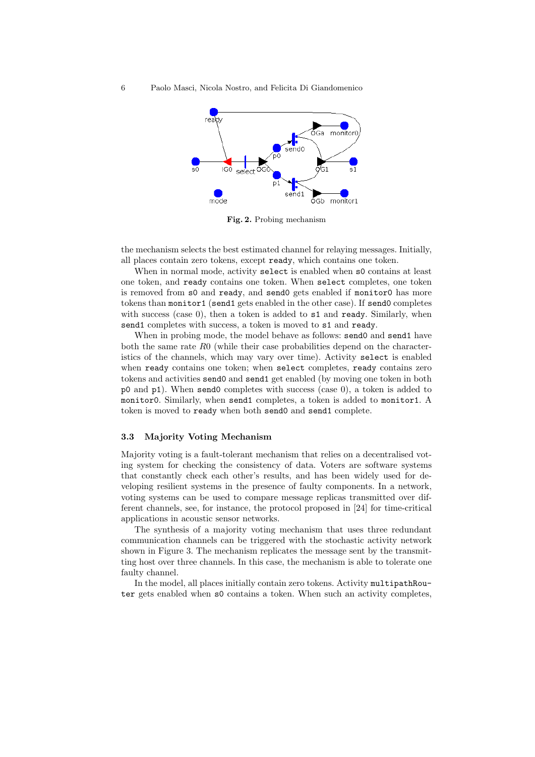ready

s0 IG0 select OG0 p0 send0 OGa monitor0 OG1 s1 p1 send1 OGb monitor1

mode

**Fig. 2.** Probing mechanism

the mechanism selects the best estimated channel for relaying messages. Initially, all places contain zero tokens, except `ready`, which contains one token.

When in normal mode, activity `select` is enabled when `s0` contains at least one token, and `ready` contains one token. When `select` completes, one token is removed from `s0` and `ready`, and `send0` gets enabled if `monitor0` has more tokens than `monitor1` (`send1` gets enabled in the other case). If `send0` completes with success (case 0), then a token is added to `s1` and `ready`. Similarly, when `send1` completes with success, a token is moved to `s1` and `ready`.

When in probing mode, the model behave as follows: `send0` and `send1` have both the same rate $R0$ (while their case probabilities depend on the characteristics of the channels, which may vary over time). Activity `select` is enabled when `ready` contains one token; when `select` completes, `ready` contains zero tokens and activities `send0` and `send1` get enabled (by moving one token in both `p0` and `p1`). When `send0` completes with success (case 0), a token is added to `monitor0`. Similarly, when `send1` completes, a token is added to `monitor1`. A token is moved to `ready` when both `send0` and `send1` complete.

### 3.3 Majority Voting Mechanism

Majority voting is a fault-tolerant mechanism that relies on a decentralised voting system for checking the consistency of data. Voters are software systems that constantly check each other's results, and has been widely used for developing resilient systems in the presence of faulty components. In a network, voting systems can be used to compare message replicas transmitted over different channels, see, for instance, the protocol proposed in [24] for time-critical applications in acoustic sensor networks.

The synthesis of a majority voting mechanism that uses three redundant communication channels can be triggered with the stochastic activity network shown in Figure 3. The mechanism replicates the message sent by the transmitting host over three channels. In this case, the mechanism is able to tolerate one faulty channel.

In the model, all places initially contain zero tokens. Activity `multipathRouter` gets enabled when `s0` contains a token. When such an activity completes,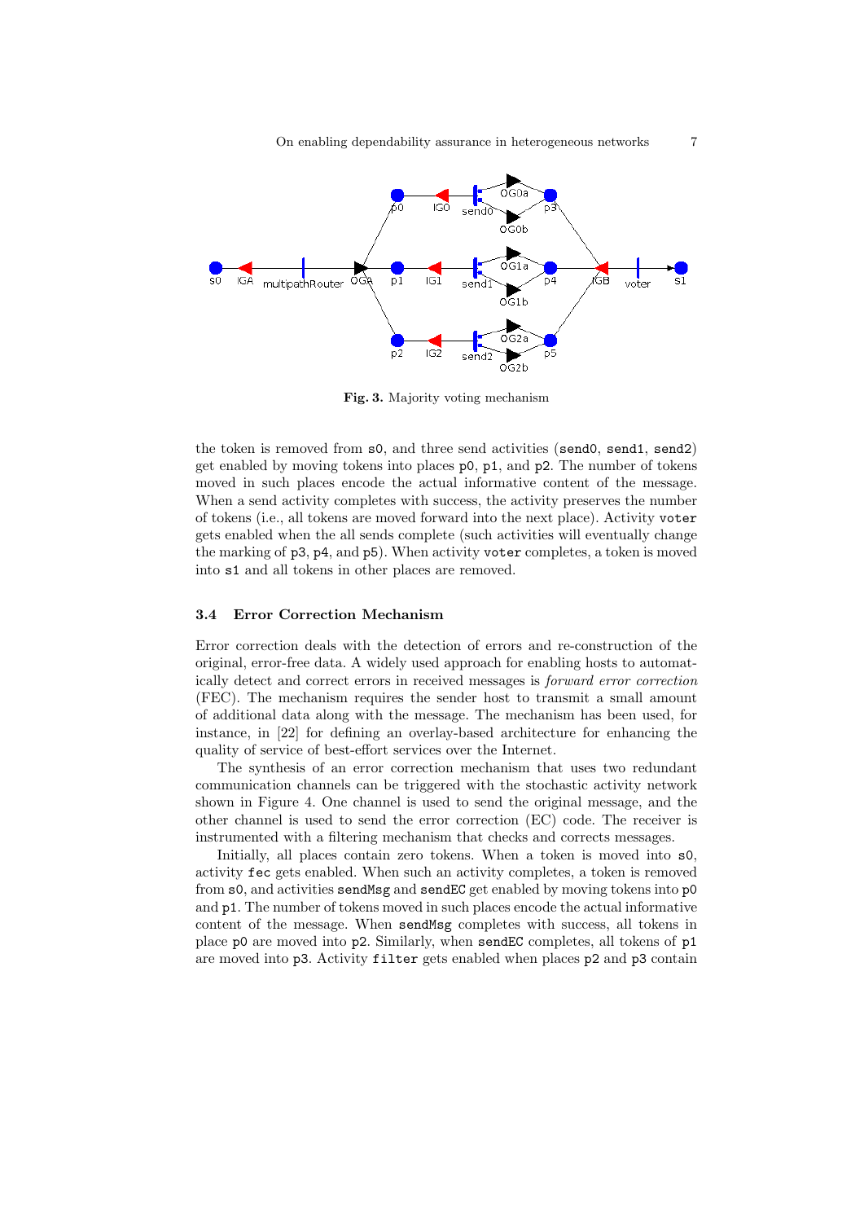s0 IGA multipathRouter OGA p0 IG0 send0 OG0a OG0b p3 p1 IG1 send1 OG1a OG1b p4 IGB voter s1 p2 IG2 send2 OG2a OG2b p5

**Fig. 3.** Majority voting mechanism

the token is removed from s0, and three send activities (send0, send1, send2) get enabled by moving tokens into places p0, p1, and p2. The number of tokens moved in such places encode the actual informative content of the message. When a send activity completes with success, the activity preserves the number of tokens (i.e., all tokens are moved forward into the next place). Activity voter gets enabled when the all sends complete (such activities will eventually change the marking of p3, p4, and p5). When activity voter completes, a token is moved into s1 and all tokens in other places are removed.

### 3.4 Error Correction Mechanism

Error correction deals with the detection of errors and re-construction of the original, error-free data. A widely used approach for enabling hosts to automatically detect and correct errors in received messages is *forward error correction* (FEC). The mechanism requires the sender host to transmit a small amount of additional data along with the message. The mechanism has been used, for instance, in [22] for defining an overlay-based architecture for enhancing the quality of service of best-effort services over the Internet.

The synthesis of an error correction mechanism that uses two redundant communication channels can be triggered with the stochastic activity network shown in Figure 4. One channel is used to send the original message, and the other channel is used to send the error correction (EC) code. The receiver is instrumented with a filtering mechanism that checks and corrects messages.

Initially, all places contain zero tokens. When a token is moved into s0, activity fec gets enabled. When such an activity completes, a token is removed from s0, and activities sendMsg and sendEC get enabled by moving tokens into p0 and p1. The number of tokens moved in such places encode the actual informative content of the message. When sendMsg completes with success, all tokens in place p0 are moved into p2. Similarly, when sendEC completes, all tokens of p1 are moved into p3. Activity filter gets enabled when places p2 and p3 contain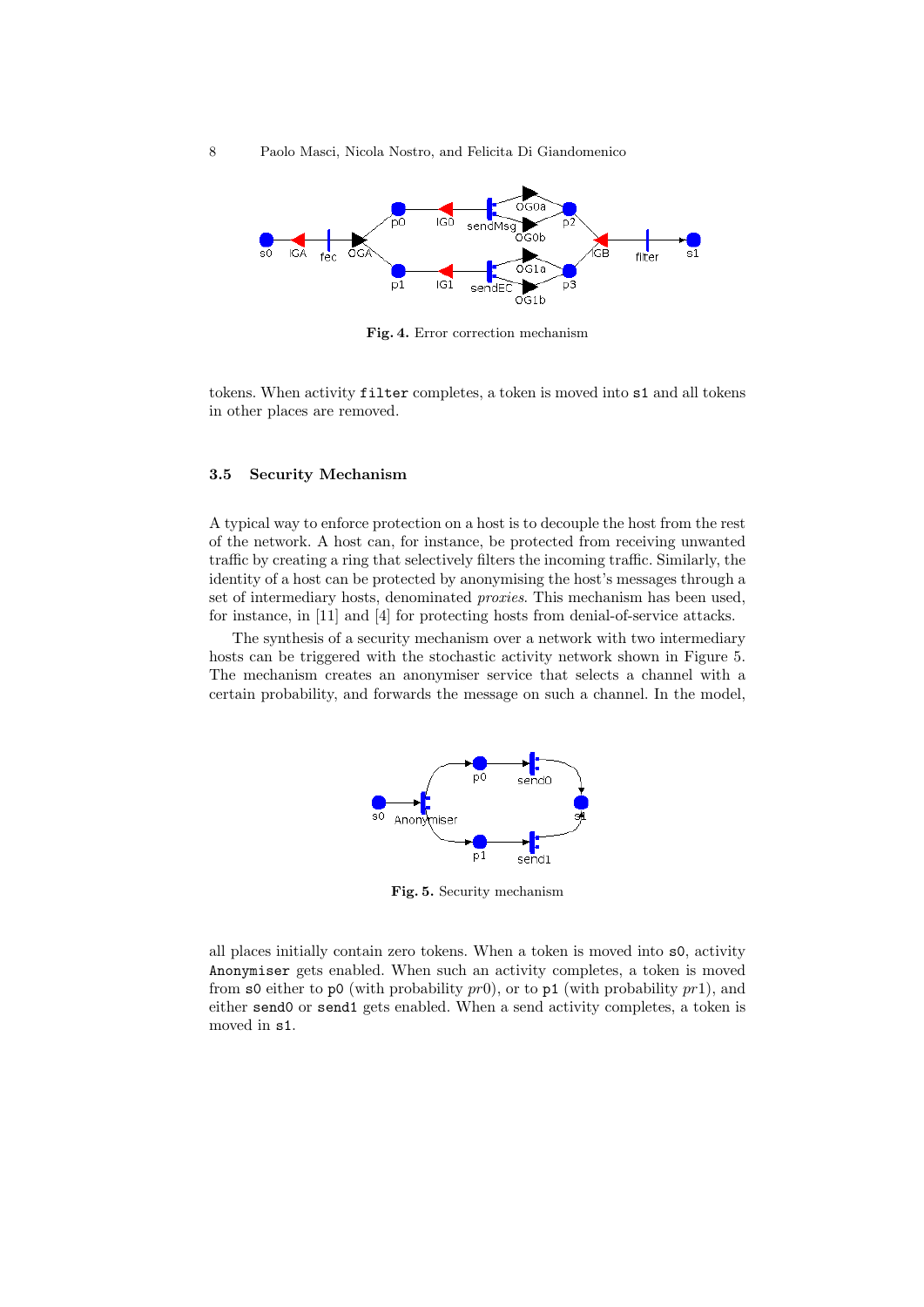s0 IGA fec OGA p0 IG0 sendMsg OG0a OG0b p2 IGB filter s1 p1 IG1 sendEC OG1a OG1b p3

Fig. 4. Error correction mechanism

tokens. When activity `filter` completes, a token is moved into `s1` and all tokens in other places are removed.

### 3.5 Security Mechanism

A typical way to enforce protection on a host is to decouple the host from the rest of the network. A host can, for instance, be protected from receiving unwanted traffic by creating a ring that selectively filters the incoming traffic. Similarly, the identity of a host can be protected by anonymising the host's messages through a set of intermediary hosts, denominated *proxies*. This mechanism has been used, for instance, in [11] and [4] for protecting hosts from denial-of-service attacks.

The synthesis of a security mechanism over a network with two intermediary hosts can be triggered with the stochastic activity network shown in Figure 5. The mechanism creates an anonymiser service that selects a channel with a certain probability, and forwards the message on such a channel. In the model,

s0 Anonymiser p0 send0 s1 p1 send1

Fig. 5. Security mechanism

all places initially contain zero tokens. When a token is moved into `s0`, activity `Anonymiser` gets enabled. When such an activity completes, a token is moved from `s0` either to `p0` (with probability $pr0$), or to `p1` (with probability $pr1$), and either `send0` or `send1` gets enabled. When a send activity completes, a token is moved in `s1`.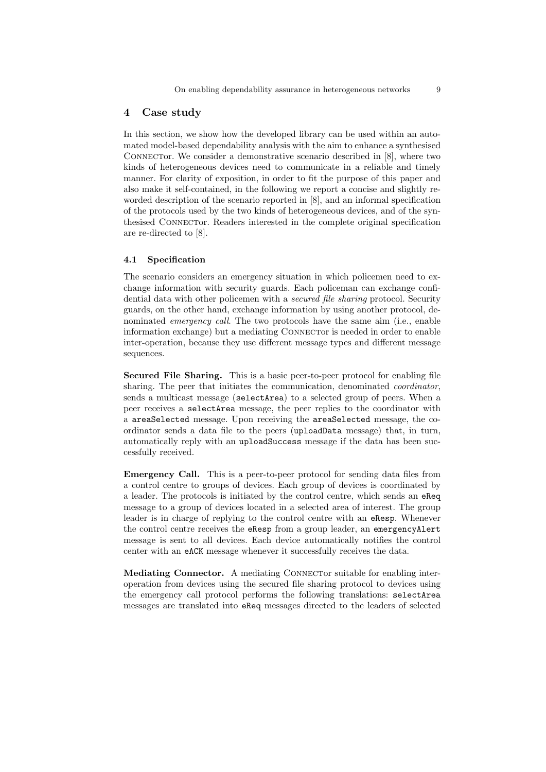## 4 Case study

In this section, we show how the developed library can be used within an automated model-based dependability analysis with the aim to enhance a synthesised CONNECTor. We consider a demonstrative scenario described in [8], where two kinds of heterogeneous devices need to communicate in a reliable and timely manner. For clarity of exposition, in order to fit the purpose of this paper and also make it self-contained, in the following we report a concise and slightly reworded description of the scenario reported in [8], and an informal specification of the protocols used by the two kinds of heterogeneous devices, and of the synthesised CONNECTor. Readers interested in the complete original specification are re-directed to [8].

### 4.1 Specification

The scenario considers an emergency situation in which policemen need to exchange information with security guards. Each policeman can exchange confidential data with other policemen with a *secured file sharing* protocol. Security guards, on the other hand, exchange information by using another protocol, denominated *emergency call*. The two protocols have the same aim (i.e., enable information exchange) but a mediating CONNECTor is needed in order to enable inter-operation, because they use different message types and different message sequences.

**Secured File Sharing.** This is a basic peer-to-peer protocol for enabling file sharing. The peer that initiates the communication, denominated *coordinator*, sends a multicast message (`selectArea`) to a selected group of peers. When a peer receives a `selectArea` message, the peer replies to the coordinator with a `areaSelected` message. Upon receiving the `areaSelected` message, the coordinator sends a data file to the peers (`uploadData` message) that, in turn, automatically reply with an `uploadSuccess` message if the data has been successfully received.

**Emergency Call.** This is a peer-to-peer protocol for sending data files from a control centre to groups of devices. Each group of devices is coordinated by a leader. The protocols is initiated by the control centre, which sends an `eReq` message to a group of devices located in a selected area of interest. The group leader is in charge of replying to the control centre with an `eResp`. Whenever the control centre receives the `eResp` from a group leader, an `emergencyAlert` message is sent to all devices. Each device automatically notifies the control center with an `eACK` message whenever it successfully receives the data.

**Mediating Connector.** A mediating CONNECTor suitable for enabling inter-operation from devices using the secured file sharing protocol to devices using the emergency call protocol performs the following translations: `selectArea` messages are translated into `eReq` messages directed to the leaders of selected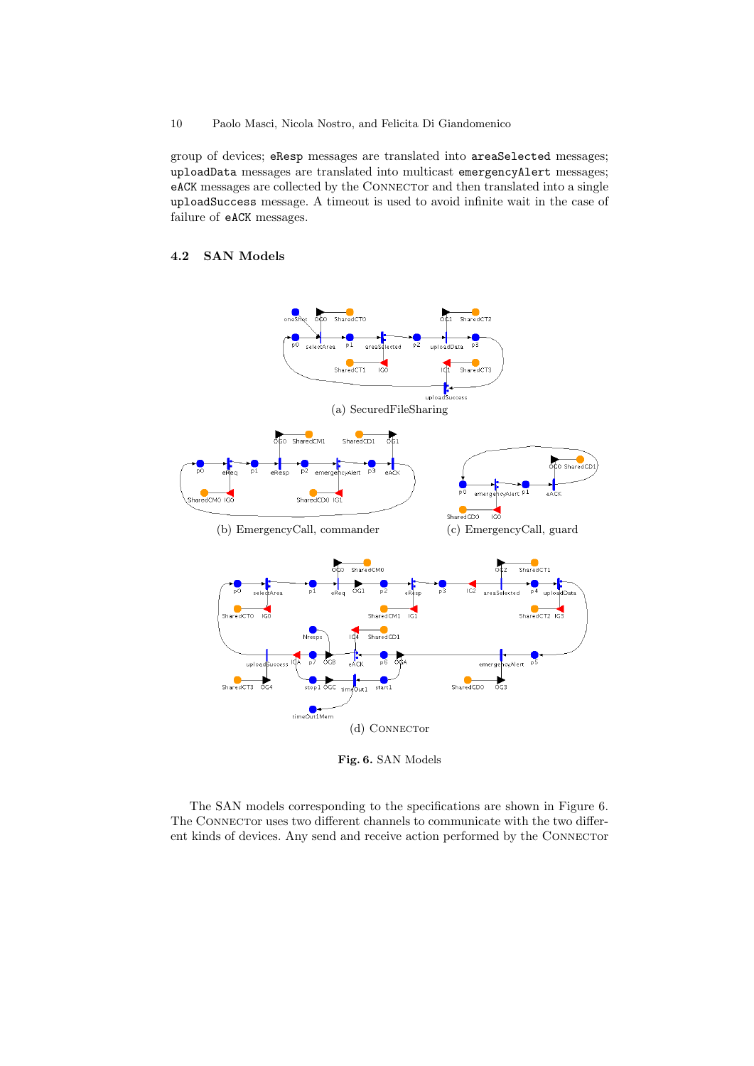group of devices; `eResp` messages are translated into `areaSelected` messages; `uploadData` messages are translated into multicast `emergencyAlert` messages; `eACK` messages are collected by the Connector and then translated into a single `uploadSuccess` message. A timeout is used to avoid infinite wait in the case of failure of `eACK` messages.

### 4.2 SAN Models

(a) SecuredFileSharing

(b) EmergencyCall, commander

(c) EmergencyCall, guard

(d) Connector

**Fig. 6.** SAN Models

The SAN models corresponding to the specifications are shown in Figure 6. The Connector uses two different channels to communicate with the two different kinds of devices. Any send and receive action performed by the Connector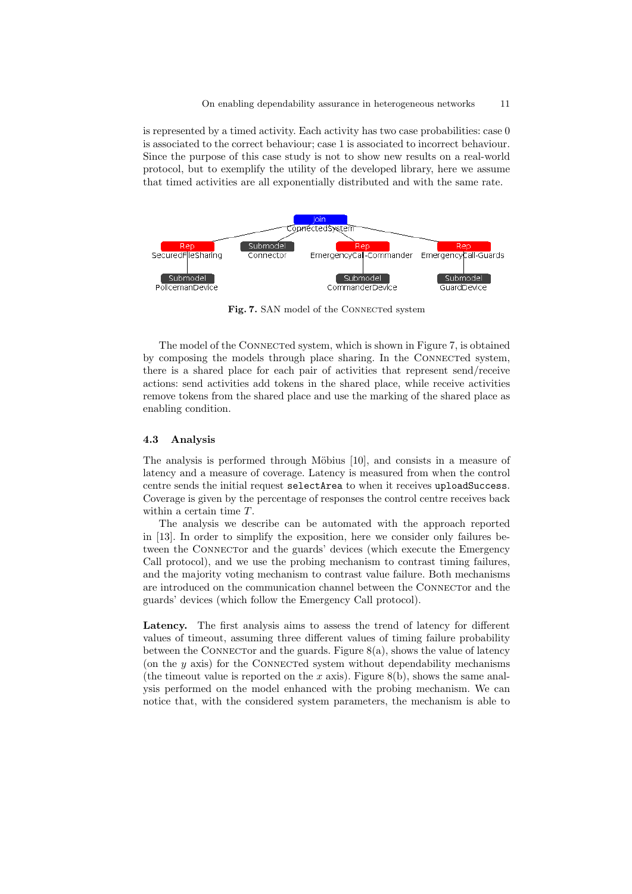is represented by a timed activity. Each activity has two case probabilities: case 0 is associated to the correct behaviour; case 1 is associated to incorrect behaviour. Since the purpose of this case study is not to show new results on a real-world protocol, but to exemplify the utility of the developed library, here we assume that timed activities are all exponentially distributed and with the same rate.

Join
ConnectedSystem
Rep
SecuredFileSharing
Submodel
Connector
Rep
EmergencyCall-Commander
Rep
EmergencyCall-Guards
Submodel
PolicemanDevice
Submodel
CommanderDevice
Submodel
GuardDevice

**Fig. 7.** SAN model of the CONNECTed system

The model of the CONNECTed system, which is shown in Figure 7, is obtained by composing the models through place sharing. In the CONNECTed system, there is a shared place for each pair of activities that represent send/receive actions: send activities add tokens in the shared place, while receive activities remove tokens from the shared place and use the marking of the shared place as enabling condition.

### 4.3 Analysis

The analysis is performed through Möbius [10], and consists in a measure of latency and a measure of coverage. Latency is measured from when the control centre sends the initial request `selectArea` to when it receives `uploadSuccess`. Coverage is given by the percentage of responses the control centre receives back within a certain time $T$.

The analysis we describe can be automated with the approach reported in [13]. In order to simplify the exposition, here we consider only failures between the CONNECTor and the guards' devices (which execute the Emergency Call protocol), and we use the probing mechanism to contrast timing failures, and the majority voting mechanism to contrast value failure. Both mechanisms are introduced on the communication channel between the CONNECTor and the guards' devices (which follow the Emergency Call protocol).

**Latency.** The first analysis aims to assess the trend of latency for different values of timeout, assuming three different values of timing failure probability between the CONNECTor and the guards. Figure 8(a), shows the value of latency (on the $y$ axis) for the CONNECTed system without dependability mechanisms (the timeout value is reported on the $x$ axis). Figure 8(b), shows the same analysis performed on the model enhanced with the probing mechanism. We can notice that, with the considered system parameters, the mechanism is able to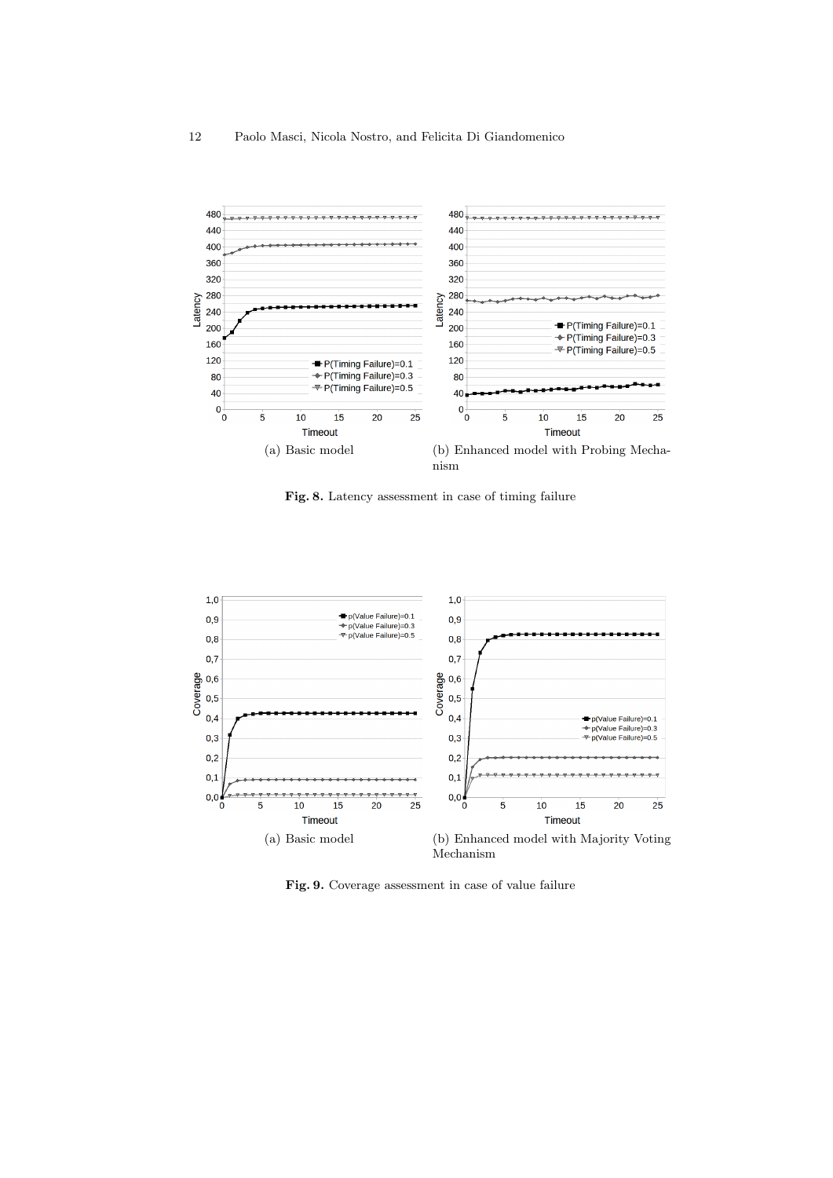480
440
400
360
320
280
240
200
160
120
80
40
0

Latency

0 5 10 15 20 25

Timeout

P(Timing Failure)=0.1
P(Timing Failure)=0.3
P(Timing Failure)=0.5

(a) Basic model

480
440
400
360
320
280
240
200
160
120
80
40
0

Latency

0 5 10 15 20 25

Timeout

P(Timing Failure)=0.1
P(Timing Failure)=0.3
P(Timing Failure)=0.5

(b) Enhanced model with Probing Mechanism

**Fig. 8.** Latency assessment in case of timing failure

1,0
0,9
0,8
0,7
0,6
0,5
0,4
0,3
0,2
0,1
0,0

Coverage

0 5 10 15 20 25

Timeout

p(Value Failure)=0.1
p(Value Failure)=0.3
p(Value Failure)=0.5

(a) Basic model

1,0
0,9
0,8
0,7
0,6
0,5
0,4
0,3
0,2
0,1
0,0

Coverage

0 5 10 15 20 25

Timeout

p(Value Failure)=0.1
p(Value Failure)=0.3
p(Value Failure)=0.5

(b) Enhanced model with Majority Voting Mechanism

**Fig. 9.** Coverage assessment in case of value failure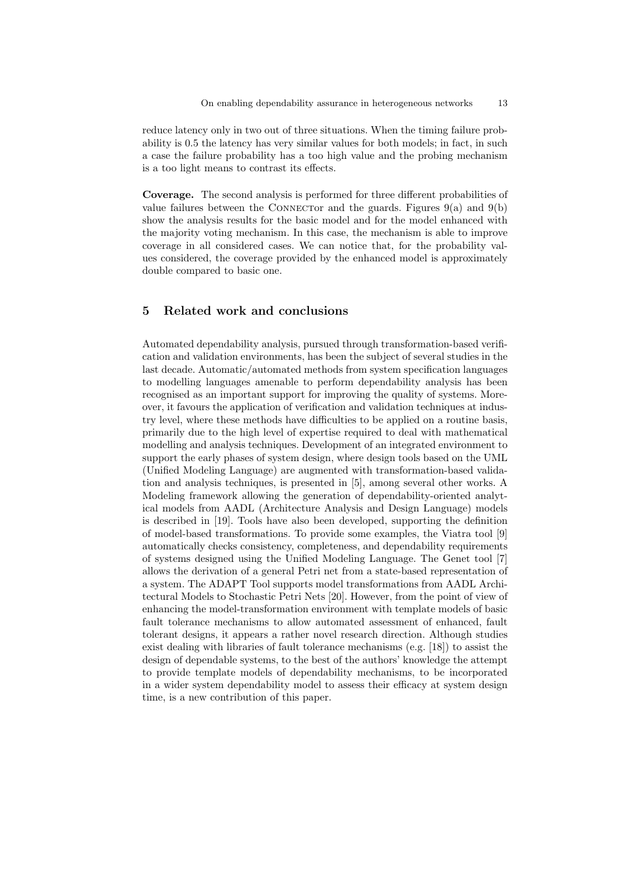reduce latency only in two out of three situations. When the timing failure probability is 0.5 the latency has very similar values for both models; in fact, in such a case the failure probability has a too high value and the probing mechanism is a too light means to contrast its effects.

**Coverage.** The second analysis is performed for three different probabilities of value failures between the CONNECTor and the guards. Figures 9(a) and 9(b) show the analysis results for the basic model and for the model enhanced with the majority voting mechanism. In this case, the mechanism is able to improve coverage in all considered cases. We can notice that, for the probability values considered, the coverage provided by the enhanced model is approximately double compared to basic one.

## 5 Related work and conclusions

Automated dependability analysis, pursued through transformation-based verification and validation environments, has been the subject of several studies in the last decade. Automatic/automated methods from system specification languages to modelling languages amenable to perform dependability analysis has been recognised as an important support for improving the quality of systems. Moreover, it favours the application of verification and validation techniques at industry level, where these methods have difficulties to be applied on a routine basis, primarily due to the high level of expertise required to deal with mathematical modelling and analysis techniques. Development of an integrated environment to support the early phases of system design, where design tools based on the UML (Unified Modeling Language) are augmented with transformation-based validation and analysis techniques, is presented in [5], among several other works. A Modeling framework allowing the generation of dependability-oriented analytical models from AADL (Architecture Analysis and Design Language) models is described in [19]. Tools have also been developed, supporting the definition of model-based transformations. To provide some examples, the Viatra tool [9] automatically checks consistency, completeness, and dependability requirements of systems designed using the Unified Modeling Language. The Genet tool [7] allows the derivation of a general Petri net from a state-based representation of a system. The ADAPT Tool supports model transformations from AADL Architectural Models to Stochastic Petri Nets [20]. However, from the point of view of enhancing the model-transformation environment with template models of basic fault tolerance mechanisms to allow automated assessment of enhanced, fault tolerant designs, it appears a rather novel research direction. Although studies exist dealing with libraries of fault tolerance mechanisms (e.g. [18]) to assist the design of dependable systems, to the best of the authors' knowledge the attempt to provide template models of dependability mechanisms, to be incorporated in a wider system dependability model to assess their efficacy at system design time, is a new contribution of this paper.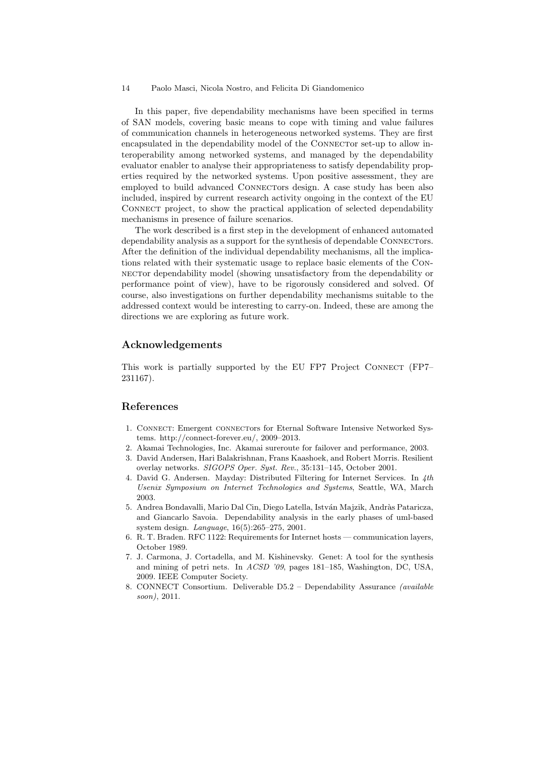In this paper, five dependability mechanisms have been specified in terms of SAN models, covering basic means to cope with timing and value failures of communication channels in heterogeneous networked systems. They are first encapsulated in the dependability model of the Connector set-up to allow interoperability among networked systems, and managed by the dependability evaluator enabler to analyse their appropriateness to satisfy dependability properties required by the networked systems. Upon positive assessment, they are employed to build advanced Connectors design. A case study has been also included, inspired by current research activity ongoing in the context of the EU Connect project, to show the practical application of selected dependability mechanisms in presence of failure scenarios.

The work described is a first step in the development of enhanced automated dependability analysis as a support for the synthesis of dependable Connectors. After the definition of the individual dependability mechanisms, all the implications related with their systematic usage to replace basic elements of the Connector dependability model (showing unsatisfactory from the dependability or performance point of view), have to be rigorously considered and solved. Of course, also investigations on further dependability mechanisms suitable to the addressed context would be interesting to carry-on. Indeed, these are among the directions we are exploring as future work.

## Acknowledgements

This work is partially supported by the EU FP7 Project Connect (FP7–231167).

## References

1. Connect: Emergent connectors for Eternal Software Intensive Networked Systems. http://connect-forever.eu/, 2009–2013.
2. Akamai Technologies, Inc. Akamai sureroute for failover and performance, 2003.
3. David Andersen, Hari Balakrishnan, Frans Kaashoek, and Robert Morris. Resilient overlay networks. *SIGOPS Oper. Syst. Rev.*, 35:131–145, October 2001.
4. David G. Andersen. Mayday: Distributed Filtering for Internet Services. In *4th Usenix Symposium on Internet Technologies and Systems*, Seattle, WA, March 2003.
5. Andrea Bondavalli, Mario Dal Cin, Diego Latella, István Majzik, Andràs Pataricza, and Giancarlo Savoia. Dependability analysis in the early phases of uml-based system design. *Language*, 16(5):265–275, 2001.
6. R. T. Braden. RFC 1122: Requirements for Internet hosts — communication layers, October 1989.
7. J. Carmona, J. Cortadella, and M. Kishinevsky. Genet: A tool for the synthesis and mining of petri nets. In *ACSD '09*, pages 181–185, Washington, DC, USA, 2009. IEEE Computer Society.
8. CONNECT Consortium. Deliverable D5.2 – Dependability Assurance *(available soon)*, 2011.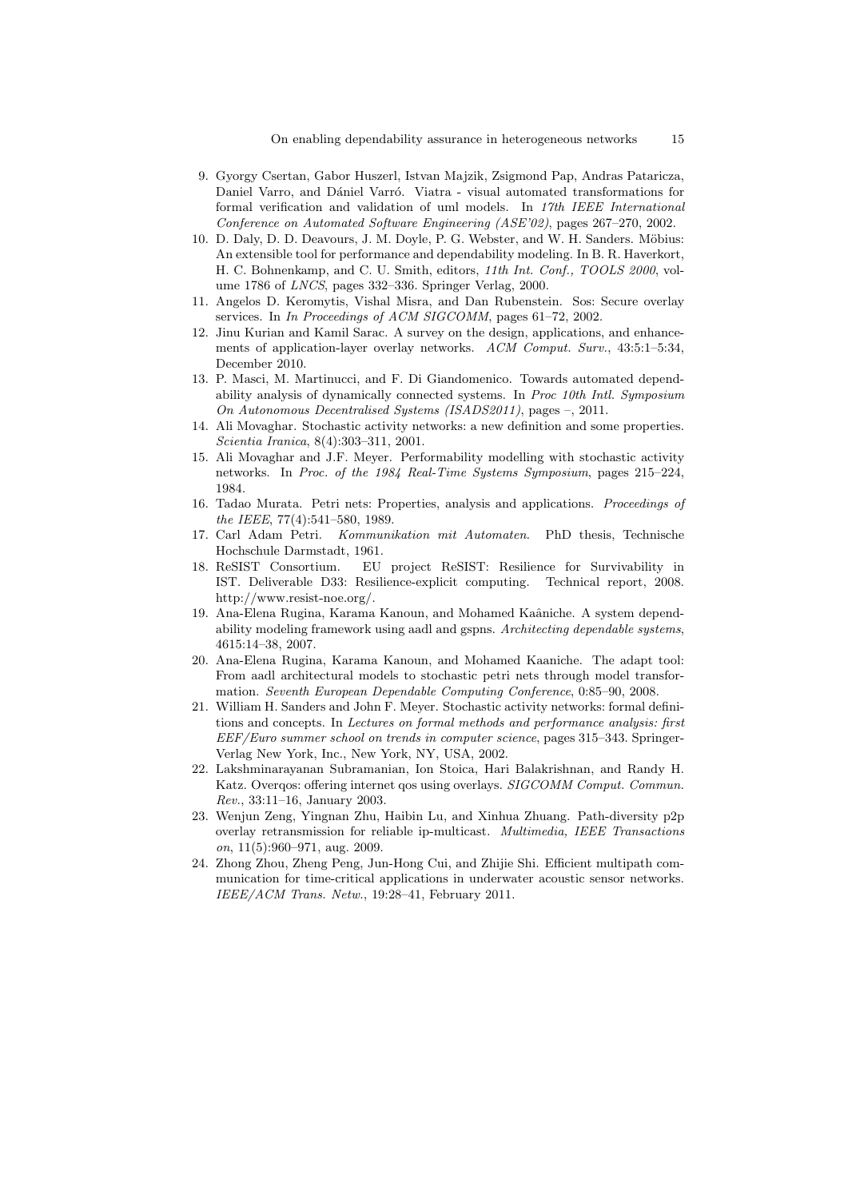9. Gyorgy Csertan, Gabor Huszerl, Istvan Majzik, Zsigmond Pap, Andras Pataricza, Daniel Varro, and Dániel Varró. Viatra - visual automated transformations for formal verification and validation of uml models. In *17th IEEE International Conference on Automated Software Engineering (ASE'02)*, pages 267–270, 2002.
10. D. Daly, D. D. Deavours, J. M. Doyle, P. G. Webster, and W. H. Sanders. Möbius: An extensible tool for performance and dependability modeling. In B. R. Haverkort, H. C. Bohnenkamp, and C. U. Smith, editors, *11th Int. Conf., TOOLS 2000*, volume 1786 of *LNCS*, pages 332–336. Springer Verlag, 2000.
11. Angelos D. Keromytis, Vishal Misra, and Dan Rubenstein. Sos: Secure overlay services. In *In Proceedings of ACM SIGCOMM*, pages 61–72, 2002.
12. Jinu Kurian and Kamil Sarac. A survey on the design, applications, and enhancements of application-layer overlay networks. *ACM Comput. Surv.*, 43:5:1–5:34, December 2010.
13. P. Masci, M. Martinucci, and F. Di Giandomenico. Towards automated dependability analysis of dynamically connected systems. In *Proc 10th Intl. Symposium On Autonomous Decentralised Systems (ISADS2011)*, pages –, 2011.
14. Ali Movaghar. Stochastic activity networks: a new definition and some properties. *Scientia Iranica*, 8(4):303–311, 2001.
15. Ali Movaghar and J.F. Meyer. Performability modelling with stochastic activity networks. In *Proc. of the 1984 Real-Time Systems Symposium*, pages 215–224, 1984.
16. Tadao Murata. Petri nets: Properties, analysis and applications. *Proceedings of the IEEE*, 77(4):541–580, 1989.
17. Carl Adam Petri. *Kommunikation mit Automaten*. PhD thesis, Technische Hochschule Darmstadt, 1961.
18. ReSIST Consortium. EU project ReSIST: Resilience for Survivability in IST. Deliverable D33: Resilience-explicit computing. Technical report, 2008. http://www.resist-noe.org/.
19. Ana-Elena Rugina, Karama Kanoun, and Mohamed Kaâniche. A system dependability modeling framework using aadl and gspns. *Architecting dependable systems*, 4615:14–38, 2007.
20. Ana-Elena Rugina, Karama Kanoun, and Mohamed Kaaniche. The adapt tool: From aadl architectural models to stochastic petri nets through model transformation. *Seventh European Dependable Computing Conference*, 0:85–90, 2008.
21. William H. Sanders and John F. Meyer. Stochastic activity networks: formal definitions and concepts. In *Lectures on formal methods and performance analysis: first EEF/Euro summer school on trends in computer science*, pages 315–343. Springer-Verlag New York, Inc., New York, NY, USA, 2002.
22. Lakshminarayanan Subramanian, Ion Stoica, Hari Balakrishnan, and Randy H. Katz. Overqos: offering internet qos using overlays. *SIGCOMM Comput. Commun. Rev.*, 33:11–16, January 2003.
23. Wenjun Zeng, Yingnan Zhu, Haibin Lu, and Xinhua Zhuang. Path-diversity p2p overlay retransmission for reliable ip-multicast. *Multimedia, IEEE Transactions on*, 11(5):960–971, aug. 2009.
24. Zhong Zhou, Zheng Peng, Jun-Hong Cui, and Zhijie Shi. Efficient multipath communication for time-critical applications in underwater acoustic sensor networks. *IEEE/ACM Trans. Netw.*, 19:28–41, February 2011.